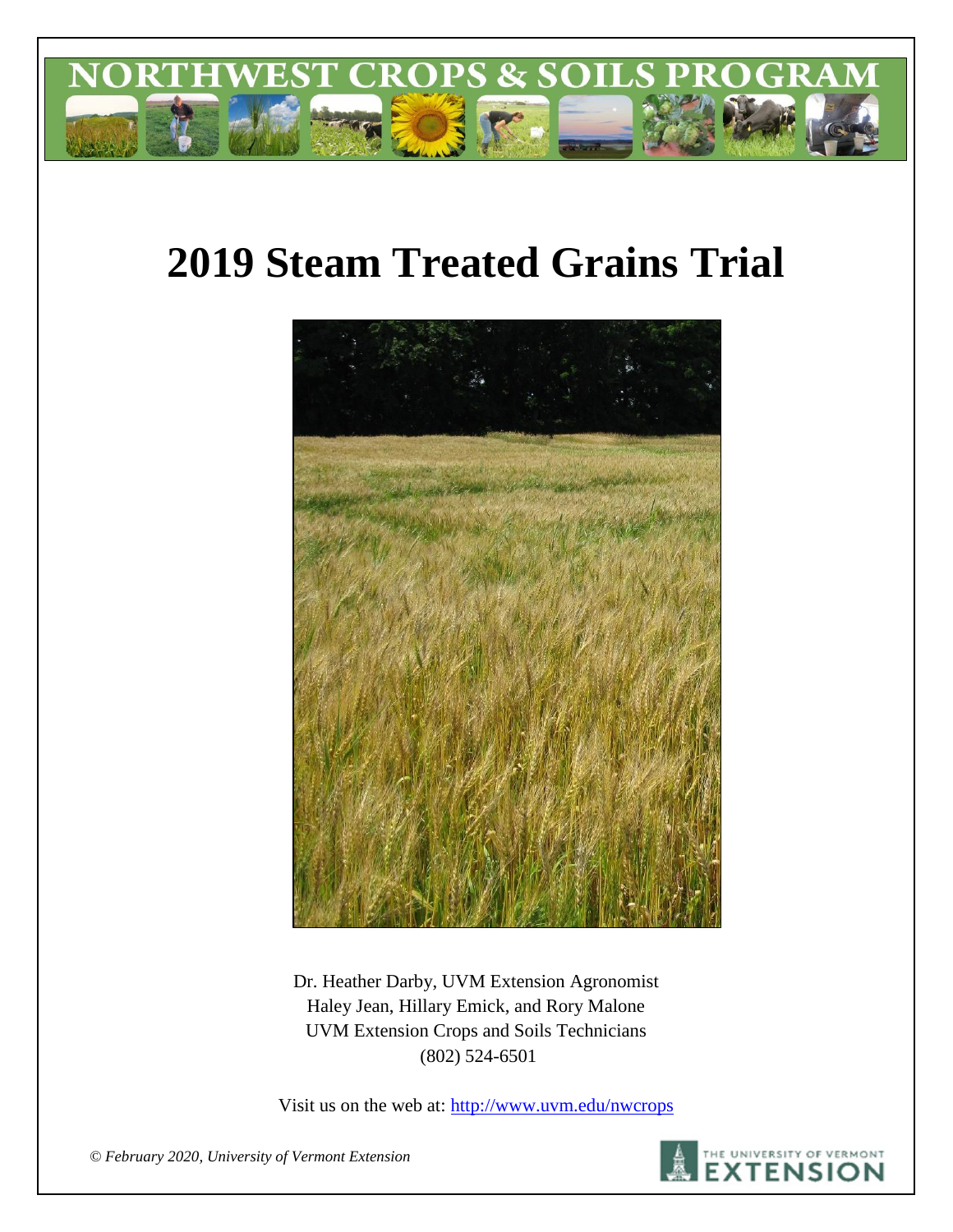# NORTHWEST CROPS & SOILS PROGRAM

# 2019 Steam Treated Grains Trial

Dr. Heather Darby, UVM Extension Agronomist
Haley Jean, Hillary Emick, and Rory Malone
UVM Extension Crops and Soils Technicians
(802) 524-6501

Visit us on the web at: http://www.uvm.edu/nwcrops

*© February 2020, University of Vermont Extension*

THE UNIVERSITY OF VERMONT EXTENSION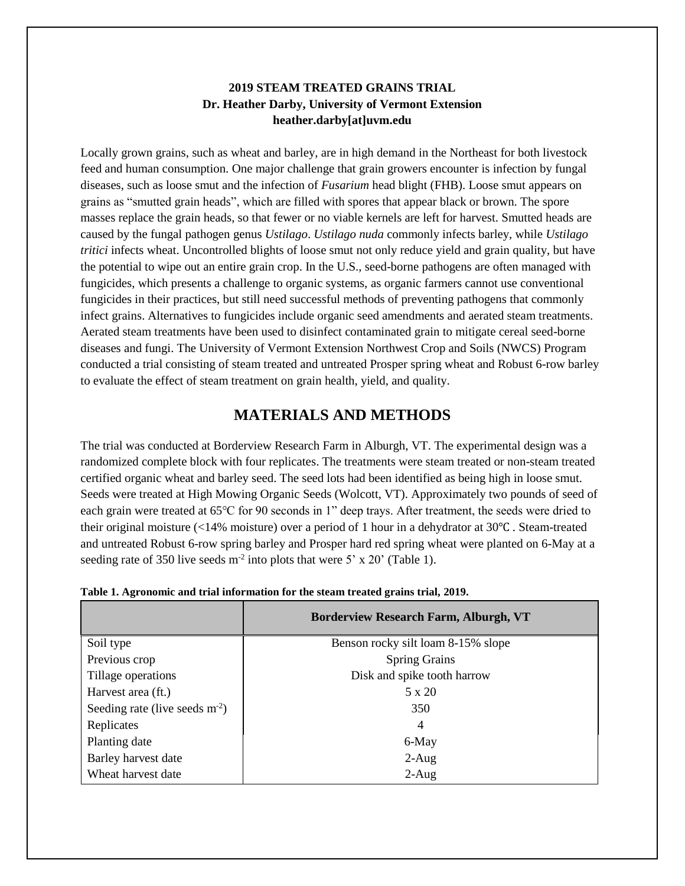**2019 STEAM TREATED GRAINS TRIAL**
**Dr. Heather Darby, University of Vermont Extension**
**heather.darby[at]uvm.edu**

Locally grown grains, such as wheat and barley, are in high demand in the Northeast for both livestock feed and human consumption. One major challenge that grain growers encounter is infection by fungal diseases, such as loose smut and the infection of *Fusarium* head blight (FHB). Loose smut appears on grains as "smutted grain heads", which are filled with spores that appear black or brown. The spore masses replace the grain heads, so that fewer or no viable kernels are left for harvest. Smutted heads are caused by the fungal pathogen genus *Ustilago*. *Ustilago nuda* commonly infects barley, while *Ustilago tritici* infects wheat. Uncontrolled blights of loose smut not only reduce yield and grain quality, but have the potential to wipe out an entire grain crop. In the U.S., seed-borne pathogens are often managed with fungicides, which presents a challenge to organic systems, as organic farmers cannot use conventional fungicides in their practices, but still need successful methods of preventing pathogens that commonly infect grains. Alternatives to fungicides include organic seed amendments and aerated steam treatments. Aerated steam treatments have been used to disinfect contaminated grain to mitigate cereal seed-borne diseases and fungi. The University of Vermont Extension Northwest Crop and Soils (NWCS) Program conducted a trial consisting of steam treated and untreated Prosper spring wheat and Robust 6-row barley to evaluate the effect of steam treatment on grain health, yield, and quality.

## MATERIALS AND METHODS

The trial was conducted at Borderview Research Farm in Alburgh, VT. The experimental design was a randomized complete block with four replicates. The treatments were steam treated or non-steam treated certified organic wheat and barley seed. The seed lots had been identified as being high in loose smut. Seeds were treated at High Mowing Organic Seeds (Wolcott, VT). Approximately two pounds of seed of each grain were treated at 65°C for 90 seconds in 1" deep trays. After treatment, the seeds were dried to their original moisture (<14% moisture) over a period of 1 hour in a dehydrator at 30℃. Steam-treated and untreated Robust 6-row spring barley and Prosper hard red spring wheat were planted on 6-May at a seeding rate of 350 live seeds $m^{-2}$ into plots that were 5' x 20' (Table 1).

**Table 1. Agronomic and trial information for the steam treated grains trial, 2019.**

| | Borderview Research Farm, Alburgh, VT |
|---|---|
| Soil type | Benson rocky silt loam 8-15% slope |
| Previous crop | Spring Grains |
| Tillage operations | Disk and spike tooth harrow |
| Harvest area (ft.) | 5 x 20 |
| Seeding rate (live seeds $m^{-2}$) | 350 |
| Replicates | 4 |
| Planting date | 6-May |
| Barley harvest date | 2-Aug |
| Wheat harvest date | 2-Aug |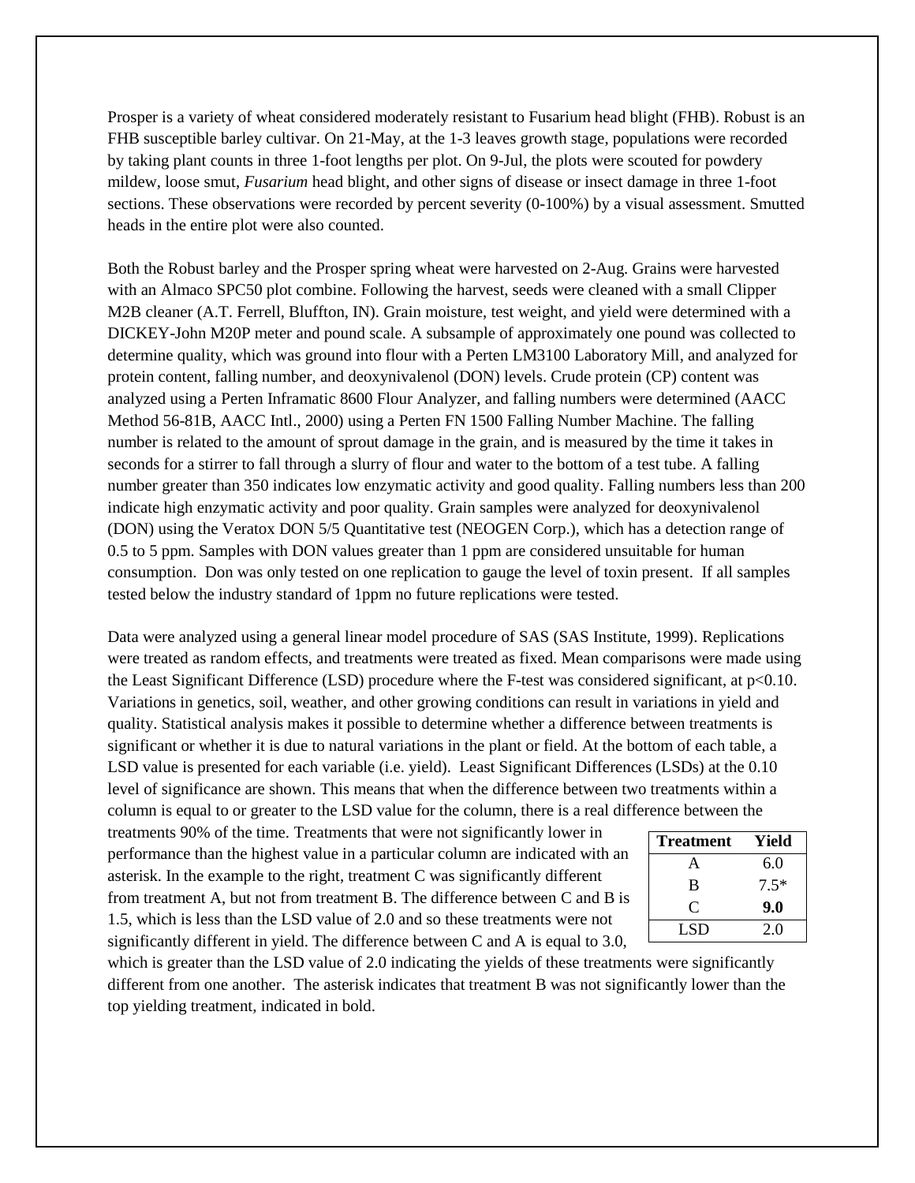Prosper is a variety of wheat considered moderately resistant to Fusarium head blight (FHB). Robust is an FHB susceptible barley cultivar. On 21-May, at the 1-3 leaves growth stage, populations were recorded by taking plant counts in three 1-foot lengths per plot. On 9-Jul, the plots were scouted for powdery mildew, loose smut, *Fusarium* head blight, and other signs of disease or insect damage in three 1-foot sections. These observations were recorded by percent severity (0-100%) by a visual assessment. Smutted heads in the entire plot were also counted.

Both the Robust barley and the Prosper spring wheat were harvested on 2-Aug. Grains were harvested with an Almaco SPC50 plot combine. Following the harvest, seeds were cleaned with a small Clipper M2B cleaner (A.T. Ferrell, Bluffton, IN). Grain moisture, test weight, and yield were determined with a DICKEY-John M20P meter and pound scale. A subsample of approximately one pound was collected to determine quality, which was ground into flour with a Perten LM3100 Laboratory Mill, and analyzed for protein content, falling number, and deoxynivalenol (DON) levels. Crude protein (CP) content was analyzed using a Perten Inframatic 8600 Flour Analyzer, and falling numbers were determined (AACC Method 56-81B, AACC Intl., 2000) using a Perten FN 1500 Falling Number Machine. The falling number is related to the amount of sprout damage in the grain, and is measured by the time it takes in seconds for a stirrer to fall through a slurry of flour and water to the bottom of a test tube. A falling number greater than 350 indicates low enzymatic activity and good quality. Falling numbers less than 200 indicate high enzymatic activity and poor quality. Grain samples were analyzed for deoxynivalenol (DON) using the Veratox DON 5/5 Quantitative test (NEOGEN Corp.), which has a detection range of 0.5 to 5 ppm. Samples with DON values greater than 1 ppm are considered unsuitable for human consumption. Don was only tested on one replication to gauge the level of toxin present. If all samples tested below the industry standard of 1ppm no future replications were tested.

Data were analyzed using a general linear model procedure of SAS (SAS Institute, 1999). Replications were treated as random effects, and treatments were treated as fixed. Mean comparisons were made using the Least Significant Difference (LSD) procedure where the F-test was considered significant, at $p<0.10$. Variations in genetics, soil, weather, and other growing conditions can result in variations in yield and quality. Statistical analysis makes it possible to determine whether a difference between treatments is significant or whether it is due to natural variations in the plant or field. At the bottom of each table, a LSD value is presented for each variable (i.e. yield). Least Significant Differences (LSDs) at the 0.10 level of significance are shown. This means that when the difference between two treatments within a column is equal to or greater to the LSD value for the column, there is a real difference between the treatments 90% of the time. Treatments that were not significantly lower in performance than the highest value in a particular column are indicated with an asterisk. In the example to the right, treatment C was significantly different from treatment A, but not from treatment B. The difference between C and B is 1.5, which is less than the LSD value of 2.0 and so these treatments were not significantly different in yield. The difference between C and A is equal to 3.0, which is greater than the LSD value of 2.0 indicating the yields of these treatments were significantly different from one another. The asterisk indicates that treatment B was not significantly lower than the top yielding treatment, indicated in bold.

| Treatment | Yield |
|---|---|
| A | 6.0 |
| B | 7.5* |
| C | **9.0** |
| LSD | 2.0 |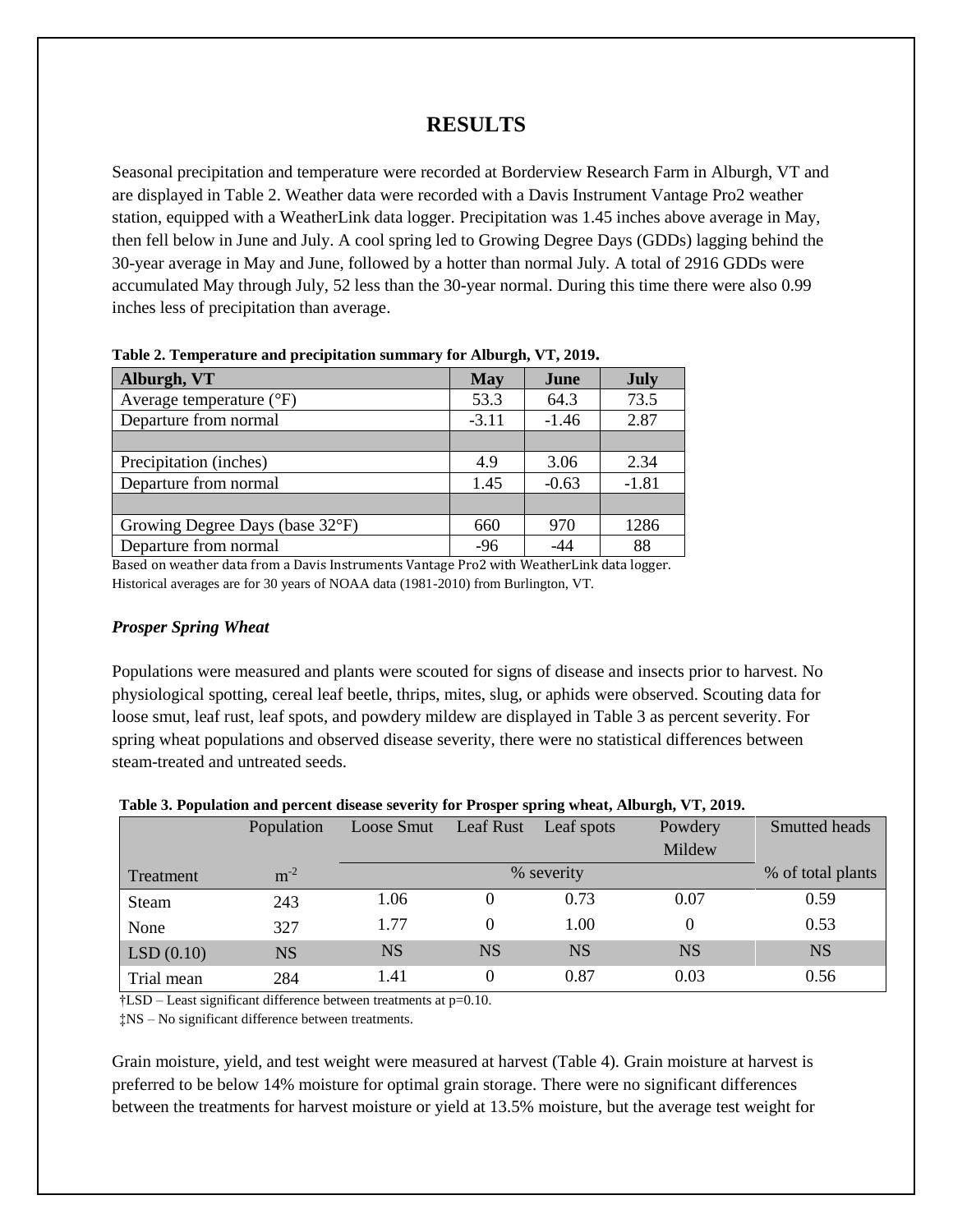# RESULTS

Seasonal precipitation and temperature were recorded at Borderview Research Farm in Alburgh, VT and are displayed in Table 2. Weather data were recorded with a Davis Instrument Vantage Pro2 weather station, equipped with a WeatherLink data logger. Precipitation was 1.45 inches above average in May, then fell below in June and July. A cool spring led to Growing Degree Days (GDDs) lagging behind the 30-year average in May and June, followed by a hotter than normal July. A total of 2916 GDDs were accumulated May through July, 52 less than the 30-year normal. During this time there were also 0.99 inches less of precipitation than average.

**Table 2. Temperature and precipitation summary for Alburgh, VT, 2019.**

| Alburgh, VT | May | June | July |
|---|---|---|---|
| Average temperature (°F) | 53.3 | 64.3 | 73.5 |
| Departure from normal | -3.11 | -1.46 | 2.87 |
| | | | |
| Precipitation (inches) | 4.9 | 3.06 | 2.34 |
| Departure from normal | 1.45 | -0.63 | -1.81 |
| | | | |
| Growing Degree Days (base 32°F) | 660 | 970 | 1286 |
| Departure from normal | -96 | -44 | 88 |

Based on weather data from a Davis Instruments Vantage Pro2 with WeatherLink data logger.
Historical averages are for 30 years of NOAA data (1981-2010) from Burlington, VT.

### *Prosper Spring Wheat*

Populations were measured and plants were scouted for signs of disease and insects prior to harvest. No physiological spotting, cereal leaf beetle, thrips, mites, slug, or aphids were observed. Scouting data for loose smut, leaf rust, leaf spots, and powdery mildew are displayed in Table 3 as percent severity. For spring wheat populations and observed disease severity, there were no statistical differences between steam-treated and untreated seeds.

**Table 3. Population and percent disease severity for Prosper spring wheat, Alburgh, VT, 2019.**

| | Population | Loose Smut | Leaf Rust | Leaf spots | Powdery Mildew | Smutted heads |
|---|---|---|---|---|---|---|
| Treatment | $m^{-2}$ | % severity | | | | % of total plants |
| Steam | 243 | 1.06 | 0 | 0.73 | 0.07 | 0.59 |
| None | 327 | 1.77 | 0 | 1.00 | 0 | 0.53 |
| LSD (0.10) | NS | NS | NS | NS | NS | NS |
| Trial mean | 284 | 1.41 | 0 | 0.87 | 0.03 | 0.56 |

†LSD – Least significant difference between treatments at p=0.10.
‡NS – No significant difference between treatments.

Grain moisture, yield, and test weight were measured at harvest (Table 4). Grain moisture at harvest is preferred to be below 14% moisture for optimal grain storage. There were no significant differences between the treatments for harvest moisture or yield at 13.5% moisture, but the average test weight for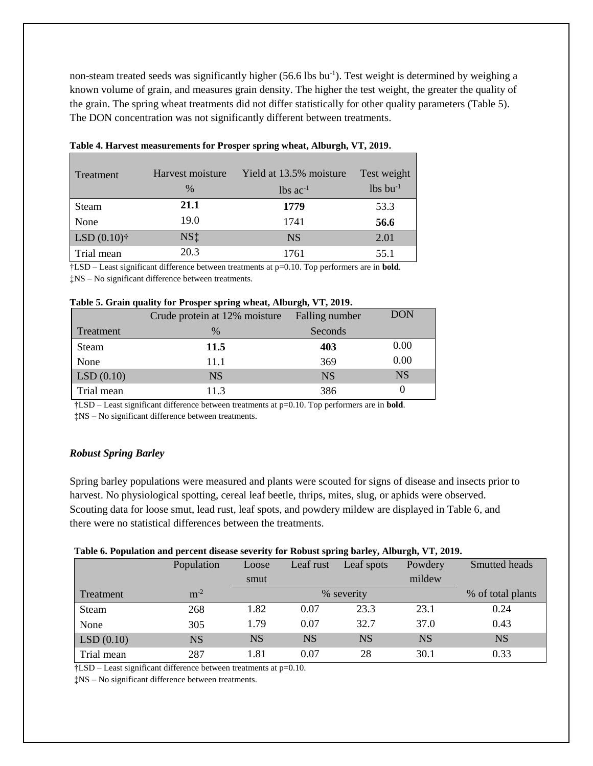non-steam treated seeds was significantly higher (56.6 lbs bu$^{-1}$). Test weight is determined by weighing a known volume of grain, and measures grain density. The higher the test weight, the greater the quality of the grain. The spring wheat treatments did not differ statistically for other quality parameters (Table 5). The DON concentration was not significantly different between treatments.

**Table 4. Harvest measurements for Prosper spring wheat, Alburgh, VT, 2019.**

| Treatment | Harvest moisture | Yield at 13.5% moisture | Test weight |
|---|---|---|---|
| | % | lbs ac$^{-1}$ | lbs bu$^{-1}$ |
| Steam | **21.1** | **1779** | 53.3 |
| None | 19.0 | 1741 | **56.6** |
| LSD (0.10)† | NS‡ | NS | 2.01 |
| Trial mean | 20.3 | 1761 | 55.1 |

†LSD – Least significant difference between treatments at p=0.10. Top performers are in **bold**.
‡NS – No significant difference between treatments.

**Table 5. Grain quality for Prosper spring wheat, Alburgh, VT, 2019.**

| | Crude protein at 12% moisture | Falling number | DON |
|---|---|---|---|
| Treatment | % | Seconds | |
| Steam | **11.5** | **403** | 0.00 |
| None | 11.1 | 369 | 0.00 |
| LSD (0.10) | NS | NS | NS |
| Trial mean | 11.3 | 386 | 0 |

†LSD – Least significant difference between treatments at p=0.10. Top performers are in **bold**.
‡NS – No significant difference between treatments.

### *Robust Spring Barley*

Spring barley populations were measured and plants were scouted for signs of disease and insects prior to harvest. No physiological spotting, cereal leaf beetle, thrips, mites, slug, or aphids were observed. Scouting data for loose smut, lead rust, leaf spots, and powdery mildew are displayed in Table 6, and there were no statistical differences between the treatments.

**Table 6. Population and percent disease severity for Robust spring barley, Alburgh, VT, 2019.**

| | Population | Loose smut | Leaf rust | Leaf spots | Powdery mildew | Smutted heads |
|---|---|---|---|---|---|---|
| Treatment | m$^{-2}$ | % severity | | | | % of total plants |
| Steam | 268 | 1.82 | 0.07 | 23.3 | 23.1 | 0.24 |
| None | 305 | 1.79 | 0.07 | 32.7 | 37.0 | 0.43 |
| LSD (0.10) | NS | NS | NS | NS | NS | NS |
| Trial mean | 287 | 1.81 | 0.07 | 28 | 30.1 | 0.33 |

†LSD – Least significant difference between treatments at p=0.10.
‡NS – No significant difference between treatments.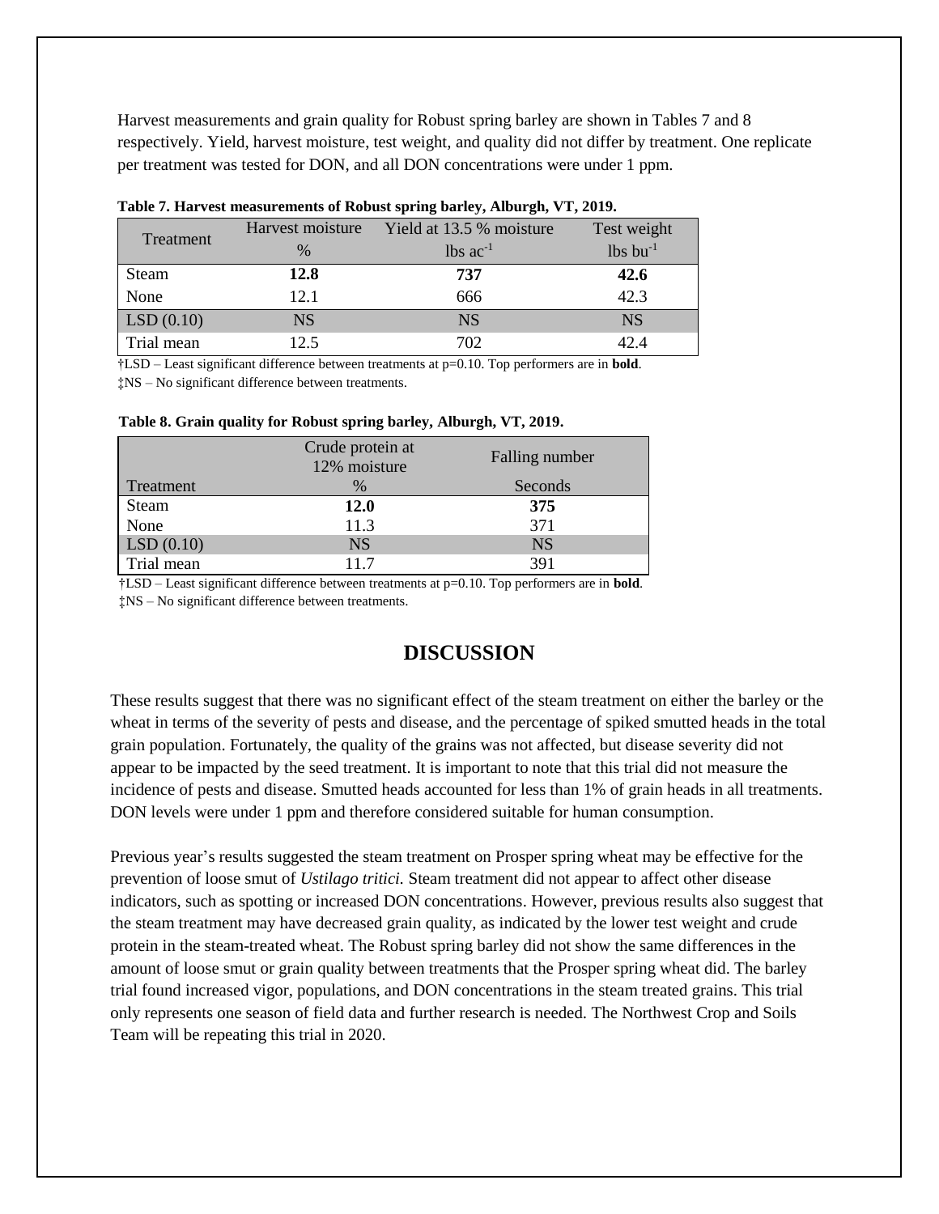Harvest measurements and grain quality for Robust spring barley are shown in Tables 7 and 8 respectively. Yield, harvest moisture, test weight, and quality did not differ by treatment. One replicate per treatment was tested for DON, and all DON concentrations were under 1 ppm.

**Table 7. Harvest measurements of Robust spring barley, Alburgh, VT, 2019.**

| Treatment | Harvest moisture | Yield at 13.5 % moisture | Test weight |
|---|---|---|---|
| | % | lbs $ac^{-1}$ | lbs $bu^{-1}$ |
| Steam | **12.8** | **737** | **42.6** |
| None | 12.1 | 666 | 42.3 |
| LSD (0.10) | NS | NS | NS |
| Trial mean | 12.5 | 702 | 42.4 |

†LSD – Least significant difference between treatments at p=0.10. Top performers are in **bold**.
‡NS – No significant difference between treatments.

**Table 8. Grain quality for Robust spring barley, Alburgh, VT, 2019.**

| | Crude protein at 12% moisture | Falling number |
|---|---|---|
| Treatment | % | Seconds |
| Steam | **12.0** | **375** |
| None | 11.3 | 371 |
| LSD (0.10) | NS | NS |
| Trial mean | 11.7 | 391 |

†LSD – Least significant difference between treatments at p=0.10. Top performers are in **bold**.
‡NS – No significant difference between treatments.

## DISCUSSION

These results suggest that there was no significant effect of the steam treatment on either the barley or the wheat in terms of the severity of pests and disease, and the percentage of spiked smutted heads in the total grain population. Fortunately, the quality of the grains was not affected, but disease severity did not appear to be impacted by the seed treatment. It is important to note that this trial did not measure the incidence of pests and disease. Smutted heads accounted for less than 1% of grain heads in all treatments. DON levels were under 1 ppm and therefore considered suitable for human consumption.

Previous year's results suggested the steam treatment on Prosper spring wheat may be effective for the prevention of loose smut of *Ustilago tritici.* Steam treatment did not appear to affect other disease indicators, such as spotting or increased DON concentrations. However, previous results also suggest that the steam treatment may have decreased grain quality, as indicated by the lower test weight and crude protein in the steam-treated wheat. The Robust spring barley did not show the same differences in the amount of loose smut or grain quality between treatments that the Prosper spring wheat did. The barley trial found increased vigor, populations, and DON concentrations in the steam treated grains. This trial only represents one season of field data and further research is needed. The Northwest Crop and Soils Team will be repeating this trial in 2020.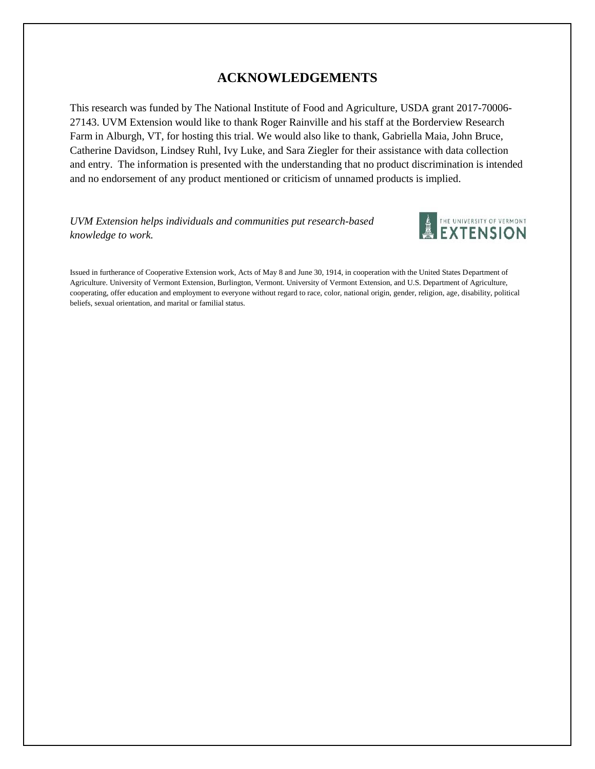## ACKNOWLEDGEMENTS

This research was funded by The National Institute of Food and Agriculture, USDA grant 2017-70006-27143. UVM Extension would like to thank Roger Rainville and his staff at the Borderview Research Farm in Alburgh, VT, for hosting this trial. We would also like to thank, Gabriella Maia, John Bruce, Catherine Davidson, Lindsey Ruhl, Ivy Luke, and Sara Ziegler for their assistance with data collection and entry. The information is presented with the understanding that no product discrimination is intended and no endorsement of any product mentioned or criticism of unnamed products is implied.

*UVM Extension helps individuals and communities put research-based knowledge to work.*

THE UNIVERSITY OF VERMONT EXTENSION

Issued in furtherance of Cooperative Extension work, Acts of May 8 and June 30, 1914, in cooperation with the United States Department of Agriculture. University of Vermont Extension, Burlington, Vermont. University of Vermont Extension, and U.S. Department of Agriculture, cooperating, offer education and employment to everyone without regard to race, color, national origin, gender, religion, age, disability, political beliefs, sexual orientation, and marital or familial status.